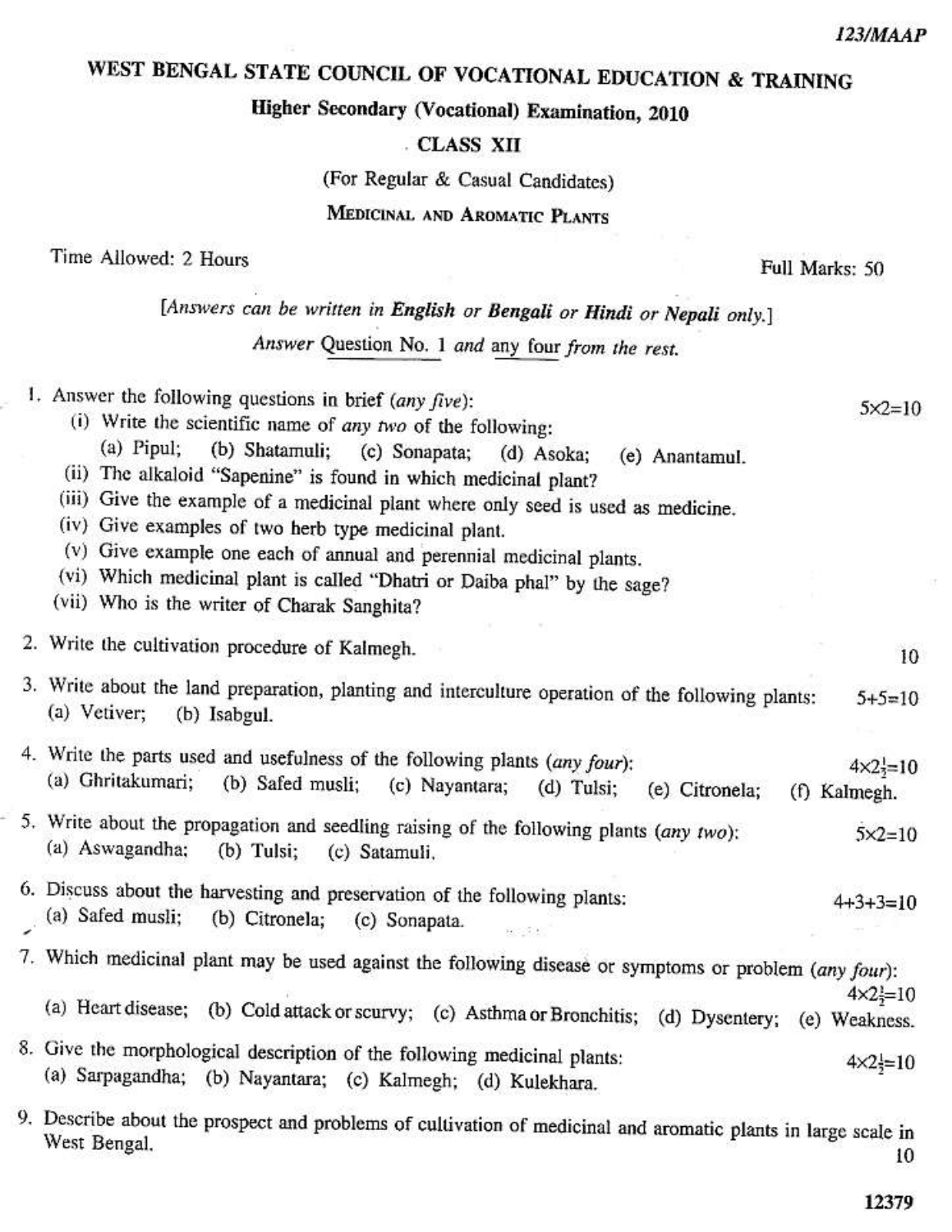# WEST BENGAL STATE COUNCIL OF VOCATIONAL EDUCATION & TRAINING

## Higher Secondary (Vocational) Examination, 2010

### CLASS XII

(For Regular & Casual Candidates)

### MEDICINAL AND AROMATIC PLANTS

Time Allowed: 2 Hours — Full Marks: 50

*[Answers can be written in **English** or **Bengali** or **Hindi** or **Nepali** only.]*

*Answer* Question No. 1 *and* any four *from the rest.*

1. Answer the following questions in brief (*any five*): 5×2=10
   - (i) Write the scientific name of *any two* of the following:
     (a) Pipul; (b) Shatamuli; (c) Sonapata; (d) Asoka; (e) Anantamul.
   - (ii) The alkaloid "Sapenine" is found in which medicinal plant?
   - (iii) Give the example of a medicinal plant where only seed is used as medicine.
   - (iv) Give examples of two herb type medicinal plant.
   - (v) Give example one each of annual and perennial medicinal plants.
   - (vi) Which medicinal plant is called "Dhatri or Daiba phal" by the sage?
   - (vii) Who is the writer of Charak Sanghita?

2. Write the cultivation procedure of Kalmegh. 10

3. Write about the land preparation, planting and interculture operation of the following plants: 5+5=10
   (a) Vetiver; (b) Isabgul.

4. Write the parts used and usefulness of the following plants (*any four*): 4×2½=10
   (a) Ghritakumari; (b) Safed musli; (c) Nayantara; (d) Tulsi; (e) Citronela; (f) Kalmegh.

5. Write about the propagation and seedling raising of the following plants (*any two*): 5×2=10
   (a) Aswagandha; (b) Tulsi; (c) Satamuli.

6. Discuss about the harvesting and preservation of the following plants: 4+3+3=10
   (a) Safed musli; (b) Citronela; (c) Sonapata.

7. Which medicinal plant may be used against the following disease or symptoms or problem (*any four*): 4×2½=10
   (a) Heart disease; (b) Cold attack or scurvy; (c) Asthma or Bronchitis; (d) Dysentery; (e) Weakness.

8. Give the morphological description of the following medicinal plants: 4×2½=10
   (a) Sarpagandha; (b) Nayantara; (c) Kalmegh; (d) Kulekhara.

9. Describe about the prospect and problems of cultivation of medicinal and aromatic plants in large scale in West Bengal. 10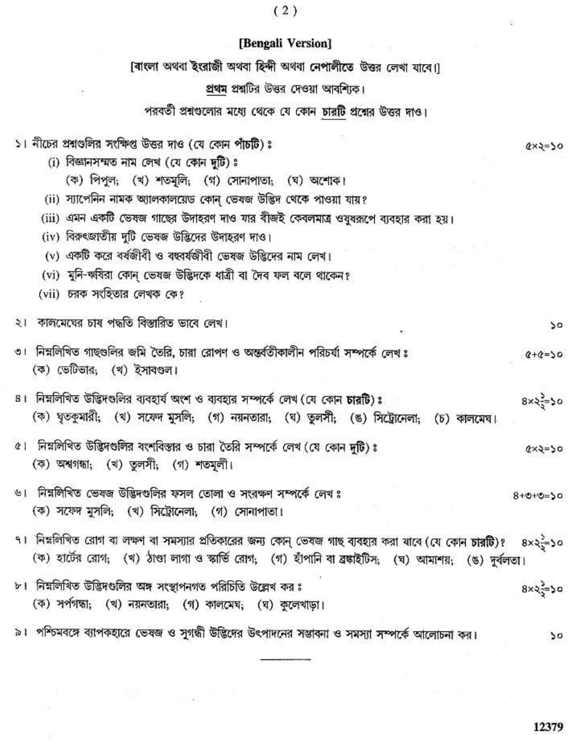**[Bengali Version]**

[বাংলা অথবা ইংরাজী অথবা হিন্দী অথবা নেপালীতে উত্তর লেখা যাবে।]

**প্রথম** প্রশ্নটির উত্তর দেওয়া আবশ্যিক।

পরবর্তী প্রশ্নগুলোর মধ্যে থেকে যে কোন **চারটি** প্রশ্নের উত্তর দাও।

১। নীচের প্রশ্নগুলির সংক্ষিপ্ত উত্তর দাও (যে কোন **পাঁচটি**) : ৫×২=১০

(i) বিজ্ঞানসম্মত নাম লেখ (যে কোন **দুটি**) :

(ক) পিপুল; (খ) শতমূলি; (গ) সোনাপাতা; (ঘ) অশোক।

(ii) স্যাপেনিন নামক অ্যালকালয়েড কোন্ ভেষজ উদ্ভিদ থেকে পাওয়া যায়?

(iii) এমন একটি ভেষজ গাছের উদাহরণ দাও যার বীজই কেবলমাত্র ওষুধরূপে ব্যবহার করা হয়।

(iv) বিরুৎজাতীয় দুটি ভেষজ উদ্ভিদের উদাহরণ দাও।

(v) একটি করে বর্ষজীবী ও বহুবর্ষজীবী ভেষজ উদ্ভিদের নাম লেখ।

(vi) মুনি-ঋষিরা কোন্ ভেষজ উদ্ভিদকে ধাত্রী বা দৈব ফল বলে থাকেন?

(vii) চরক সংহিতার লেখক কে?

২। কালমেঘের চাষ পদ্ধতি বিস্তারিত ভাবে লেখ। ১০

৩। নিম্নলিখিত গাছগুলির জমি তৈরি, চারা রোপণ ও অন্তর্বর্তীকালীন পরিচর্যা সম্পর্কে লেখ : ৫+৫=১০

(ক) ভেটিভার; (খ) ইসাবগুল।

৪। নিম্নলিখিত উদ্ভিদগুলির ব্যবহার্য অংশ ও ব্যবহার সম্পর্কে লেখ (যে কোন **চারটি**) : ৪×২½=১০

(ক) ঘৃতকুমারী; (খ) সফেদ মুসলি; (গ) নয়নতারা; (ঘ) তুলসী; (ঙ) সিট্রোনেলা; (চ) কালমেঘ।

৫। নিম্নলিখিত উদ্ভিদগুলির বংশবিস্তার ও চারা তৈরি সম্পর্কে লেখ (যে কোন **দুটি**) : ৫×২=১০

(ক) অশ্বগন্ধা; (খ) তুলসী; (গ) শতমূলী।

৬। নিম্নলিখিত ভেষজ উদ্ভিদগুলির ফসল তোলা ও সংরক্ষণ সম্পর্কে লেখ : ৪+৩+৩=১০

(ক) সফেদ মুসলি; (খ) সিট্রোনেলা; (গ) সোনাপাতা।

৭। নিম্নলিখিত রোগ বা লক্ষণ বা সমস্যার প্রতিকারের জন্য কোন্ ভেষজ গাছ ব্যবহার করা যাবে (যে কোন **চারটি**)? ৪×২½=১০

(ক) হার্টের রোগ; (খ) ঠাণ্ডা লাগা ও স্কার্ভি রোগ; (গ) হাঁপানি বা ব্রঙ্কাইটিস; (ঘ) আমাশয়; (ঙ) দুর্বলতা।

৮। নিম্নলিখিত উদ্ভিদগুলির অঙ্গ সংস্থাপনগত পরিচিতি উল্লেখ কর : ৪×২½=১০

(ক) সর্পগন্ধা; (খ) নয়নতারা; (গ) কালমেঘ; (ঘ) কুলেখাড়া।

৯। পশ্চিমবঙ্গে ব্যাপকহারে ভেষজ ও সুগন্ধী উদ্ভিদের উৎপাদনের সম্ভাবনা ও সমস্যা সম্পর্কে আলোচনা কর। ১০

12379